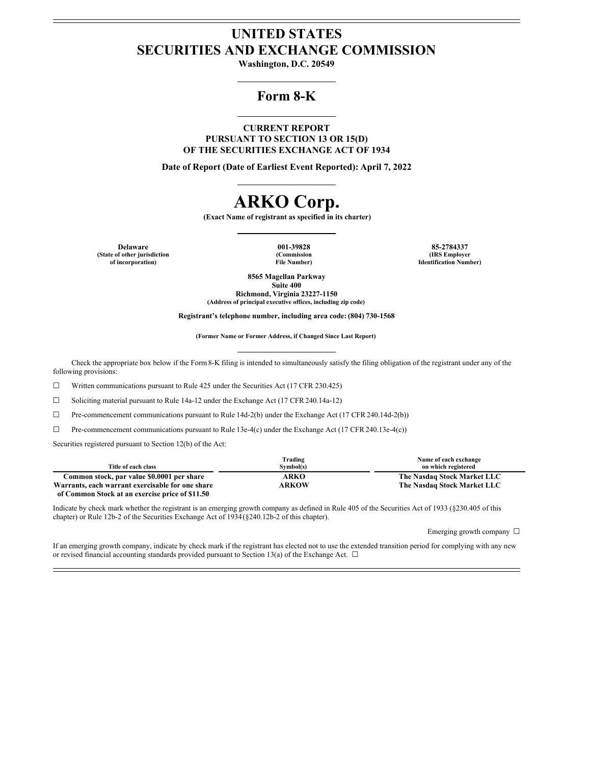# UNITED STATES
# SECURITIES AND EXCHANGE COMMISSION

**Washington, D.C. 20549**

## Form 8-K

**CURRENT REPORT**
**PURSUANT TO SECTION 13 OR 15(D)**
**OF THE SECURITIES EXCHANGE ACT OF 1934**

**Date of Report (Date of Earliest Event Reported): April 7, 2022**

# ARKO Corp.

**(Exact Name of registrant as specified in its charter)**

| **Delaware** | **001-39828** | **85-2784337** |
|---|---|---|
| **(State of other jurisdiction of incorporation)** | **(Commission File Number)** | **(IRS Employer Identification Number)** |

**8565 Magellan Parkway**
**Suite 400**
**Richmond, Virginia 23227-1150**
**(Address of principal executive offices, including zip code)**

**Registrant's telephone number, including area code: (804) 730-1568**

**(Former Name or Former Address, if Changed Since Last Report)**

Check the appropriate box below if the Form 8-K filing is intended to simultaneously satisfy the filing obligation of the registrant under any of the following provisions:

☐ Written communications pursuant to Rule 425 under the Securities Act (17 CFR 230.425)

☐ Soliciting material pursuant to Rule 14a-12 under the Exchange Act (17 CFR 240.14a-12)

☐ Pre-commencement communications pursuant to Rule 14d-2(b) under the Exchange Act (17 CFR 240.14d-2(b))

☐ Pre-commencement communications pursuant to Rule 13e-4(c) under the Exchange Act (17 CFR 240.13e-4(c))

Securities registered pursuant to Section 12(b) of the Act:

| Title of each class | Trading Symbol(s) | Name of each exchange on which registered |
|---|---|---|
| **Common stock, par value $0.0001 per share** | **ARKO** | **The Nasdaq Stock Market LLC** |
| **Warrants, each warrant exercisable for one share of Common Stock at an exercise price of $11.50** | **ARKOW** | **The Nasdaq Stock Market LLC** |

Indicate by check mark whether the registrant is an emerging growth company as defined in Rule 405 of the Securities Act of 1933 (§230.405 of this chapter) or Rule 12b-2 of the Securities Exchange Act of 1934 (§240.12b-2 of this chapter).

Emerging growth company ☐

If an emerging growth company, indicate by check mark if the registrant has elected not to use the extended transition period for complying with any new or revised financial accounting standards provided pursuant to Section 13(a) of the Exchange Act. ☐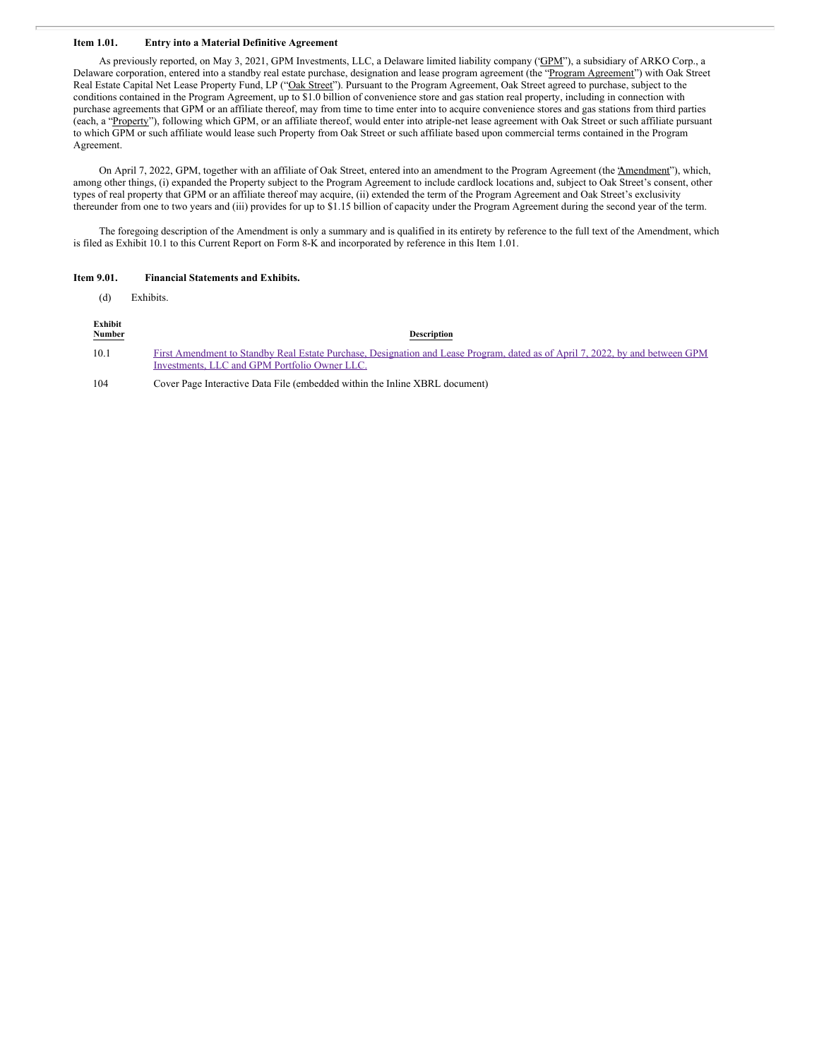**Item 1.01. Entry into a Material Definitive Agreement**

As previously reported, on May 3, 2021, GPM Investments, LLC, a Delaware limited liability company ("GPM"), a subsidiary of ARKO Corp., a Delaware corporation, entered into a standby real estate purchase, designation and lease program agreement (the "Program Agreement") with Oak Street Real Estate Capital Net Lease Property Fund, LP ("Oak Street"). Pursuant to the Program Agreement, Oak Street agreed to purchase, subject to the conditions contained in the Program Agreement, up to $1.0 billion of convenience store and gas station real property, including in connection with purchase agreements that GPM or an affiliate thereof, may from time to time enter into to acquire convenience stores and gas stations from third parties (each, a "Property"), following which GPM, or an affiliate thereof, would enter into a triple-net lease agreement with Oak Street or such affiliate pursuant to which GPM or such affiliate would lease such Property from Oak Street or such affiliate based upon commercial terms contained in the Program Agreement.

On April 7, 2022, GPM, together with an affiliate of Oak Street, entered into an amendment to the Program Agreement (the "Amendment"), which, among other things, (i) expanded the Property subject to the Program Agreement to include cardlock locations and, subject to Oak Street's consent, other types of real property that GPM or an affiliate thereof may acquire, (ii) extended the term of the Program Agreement and Oak Street's exclusivity thereunder from one to two years and (iii) provides for up to $1.15 billion of capacity under the Program Agreement during the second year of the term.

The foregoing description of the Amendment is only a summary and is qualified in its entirety by reference to the full text of the Amendment, which is filed as Exhibit 10.1 to this Current Report on Form 8-K and incorporated by reference in this Item 1.01.

**Item 9.01. Financial Statements and Exhibits.**

(d) Exhibits.

| Exhibit Number | Description |
|---|---|
| 10.1 | First Amendment to Standby Real Estate Purchase, Designation and Lease Program, dated as of April 7, 2022, by and between GPM Investments, LLC and GPM Portfolio Owner LLC. |
| 104 | Cover Page Interactive Data File (embedded within the Inline XBRL document) |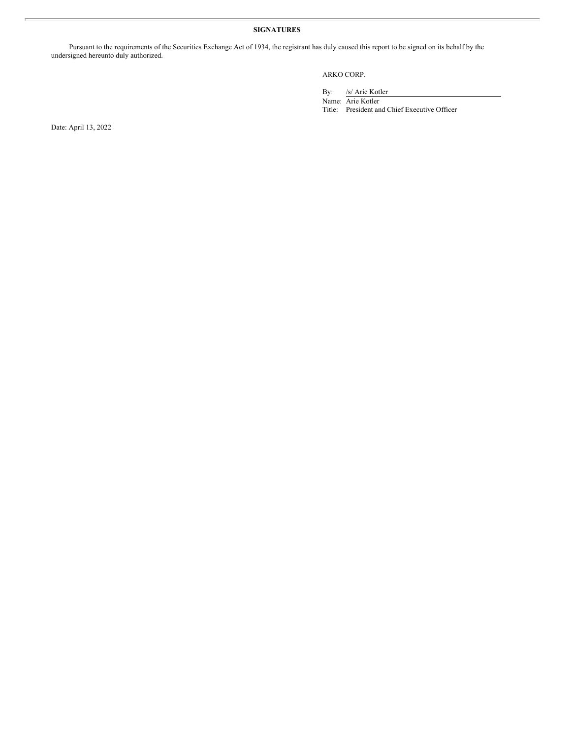## SIGNATURES

Pursuant to the requirements of the Securities Exchange Act of 1934, the registrant has duly caused this report to be signed on its behalf by the undersigned hereunto duly authorized.

ARKO CORP.

By: /s/ Arie Kotler
Name: Arie Kotler
Title: President and Chief Executive Officer

Date: April 13, 2022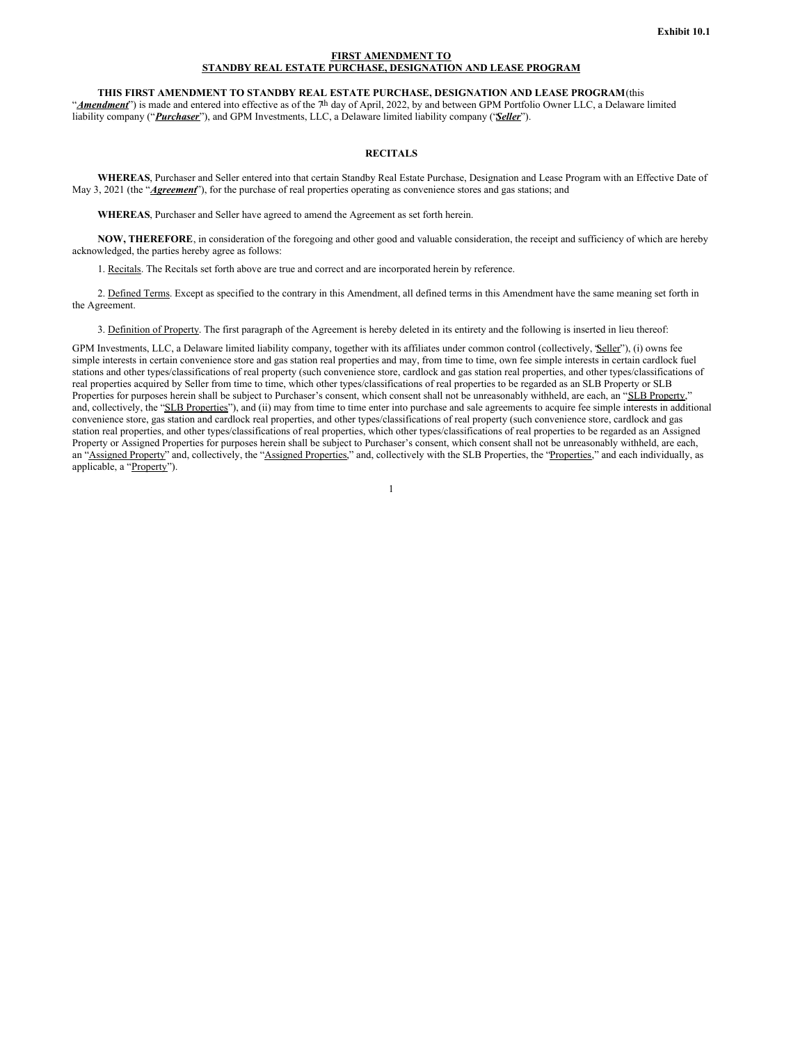Exhibit 10.1

**FIRST AMENDMENT TO**
**STANDBY REAL ESTATE PURCHASE, DESIGNATION AND LEASE PROGRAM**

**THIS FIRST AMENDMENT TO STANDBY REAL ESTATE PURCHASE, DESIGNATION AND LEASE PROGRAM** (this "***Amendment***") is made and entered into effective as of the 7th day of April, 2022, by and between GPM Portfolio Owner LLC, a Delaware limited liability company ("***Purchaser***"), and GPM Investments, LLC, a Delaware limited liability company ("***Seller***").

**RECITALS**

**WHEREAS**, Purchaser and Seller entered into that certain Standby Real Estate Purchase, Designation and Lease Program with an Effective Date of May 3, 2021 (the "***Agreement***"), for the purchase of real properties operating as convenience stores and gas stations; and

**WHEREAS**, Purchaser and Seller have agreed to amend the Agreement as set forth herein.

**NOW, THEREFORE**, in consideration of the foregoing and other good and valuable consideration, the receipt and sufficiency of which are hereby acknowledged, the parties hereby agree as follows:

1. Recitals. The Recitals set forth above are true and correct and are incorporated herein by reference.

2. Defined Terms. Except as specified to the contrary in this Amendment, all defined terms in this Amendment have the same meaning set forth in the Agreement.

3. Definition of Property. The first paragraph of the Agreement is hereby deleted in its entirety and the following is inserted in lieu thereof:

GPM Investments, LLC, a Delaware limited liability company, together with its affiliates under common control (collectively, "Seller"), (i) owns fee simple interests in certain convenience store and gas station real properties and may, from time to time, own fee simple interests in certain cardlock fuel stations and other types/classifications of real property (such convenience store, cardlock and gas station real properties, and other types/classifications of real properties acquired by Seller from time to time, which other types/classifications of real properties to be regarded as an SLB Property or SLB Properties for purposes herein shall be subject to Purchaser's consent, which consent shall not be unreasonably withheld, are each, an "SLB Property," and, collectively, the "SLB Properties"), and (ii) may from time to time enter into purchase and sale agreements to acquire fee simple interests in additional convenience store, gas station and cardlock real properties, and other types/classifications of real property (such convenience store, cardlock and gas station real properties, and other types/classifications of real properties, which other types/classifications of real properties to be regarded as an Assigned Property or Assigned Properties for purposes herein shall be subject to Purchaser's consent, which consent shall not be unreasonably withheld, are each, an "Assigned Property" and, collectively, the "Assigned Properties," and, collectively with the SLB Properties, the "Properties," and each individually, as applicable, a "Property").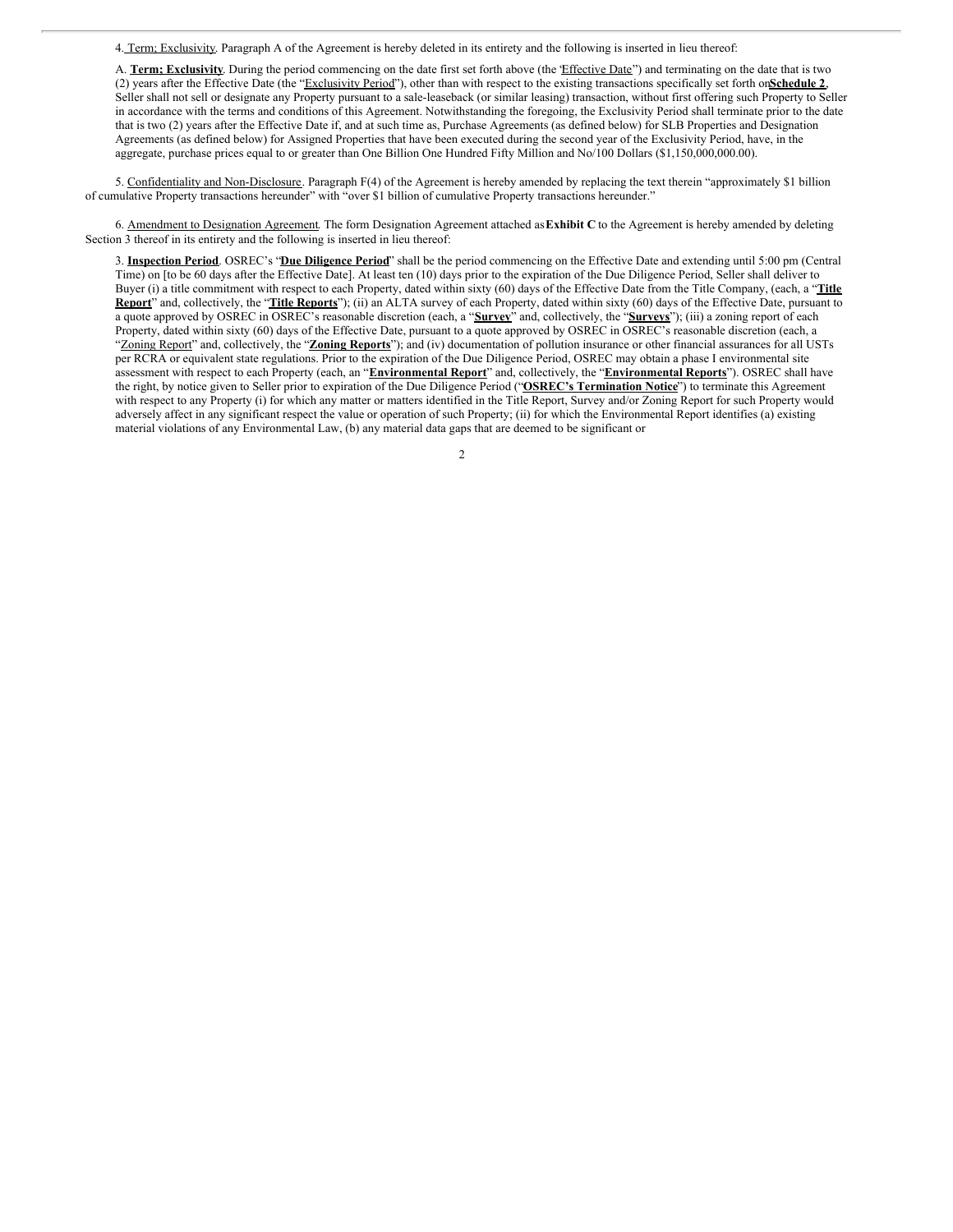4. Term; Exclusivity. Paragraph A of the Agreement is hereby deleted in its entirety and the following is inserted in lieu thereof:

A. **Term; Exclusivity**. During the period commencing on the date first set forth above (the "Effective Date") and terminating on the date that is two (2) years after the Effective Date (the "Exclusivity Period"), other than with respect to the existing transactions specifically set forth on **Schedule 2**, Seller shall not sell or designate any Property pursuant to a sale-leaseback (or similar leasing) transaction, without first offering such Property to Seller in accordance with the terms and conditions of this Agreement. Notwithstanding the foregoing, the Exclusivity Period shall terminate prior to the date that is two (2) years after the Effective Date if, and at such time as, Purchase Agreements (as defined below) for SLB Properties and Designation Agreements (as defined below) for Assigned Properties that have been executed during the second year of the Exclusivity Period, have, in the aggregate, purchase prices equal to or greater than One Billion One Hundred Fifty Million and No/100 Dollars ($1,150,000,000.00).

5. Confidentiality and Non-Disclosure. Paragraph F(4) of the Agreement is hereby amended by replacing the text therein "approximately $1 billion of cumulative Property transactions hereunder" with "over $1 billion of cumulative Property transactions hereunder."

6. Amendment to Designation Agreement. The form Designation Agreement attached as **Exhibit C** to the Agreement is hereby amended by deleting Section 3 thereof in its entirety and the following is inserted in lieu thereof:

3. **Inspection Period**. OSREC's "**Due Diligence Period**" shall be the period commencing on the Effective Date and extending until 5:00 pm (Central Time) on [to be 60 days after the Effective Date]. At least ten (10) days prior to the expiration of the Due Diligence Period, Seller shall deliver to Buyer (i) a title commitment with respect to each Property, dated within sixty (60) days of the Effective Date from the Title Company, (each, a "**Title Report**" and, collectively, the "**Title Reports**"); (ii) an ALTA survey of each Property, dated within sixty (60) days of the Effective Date, pursuant to a quote approved by OSREC in OSREC's reasonable discretion (each, a "**Survey**" and, collectively, the "**Surveys**"); (iii) a zoning report of each Property, dated within sixty (60) days of the Effective Date, pursuant to a quote approved by OSREC in OSREC's reasonable discretion (each, a "Zoning Report" and, collectively, the "**Zoning Reports**"); and (iv) documentation of pollution insurance or other financial assurances for all USTs per RCRA or equivalent state regulations. Prior to the expiration of the Due Diligence Period, OSREC may obtain a phase I environmental site assessment with respect to each Property (each, an "**Environmental Report**" and, collectively, the "**Environmental Reports**"). OSREC shall have the right, by notice given to Seller prior to expiration of the Due Diligence Period ("**OSREC's Termination Notice**") to terminate this Agreement with respect to any Property (i) for which any matter or matters identified in the Title Report, Survey and/or Zoning Report for such Property would adversely affect in any significant respect the value or operation of such Property; (ii) for which the Environmental Report identifies (a) existing material violations of any Environmental Law, (b) any material data gaps that are deemed to be significant or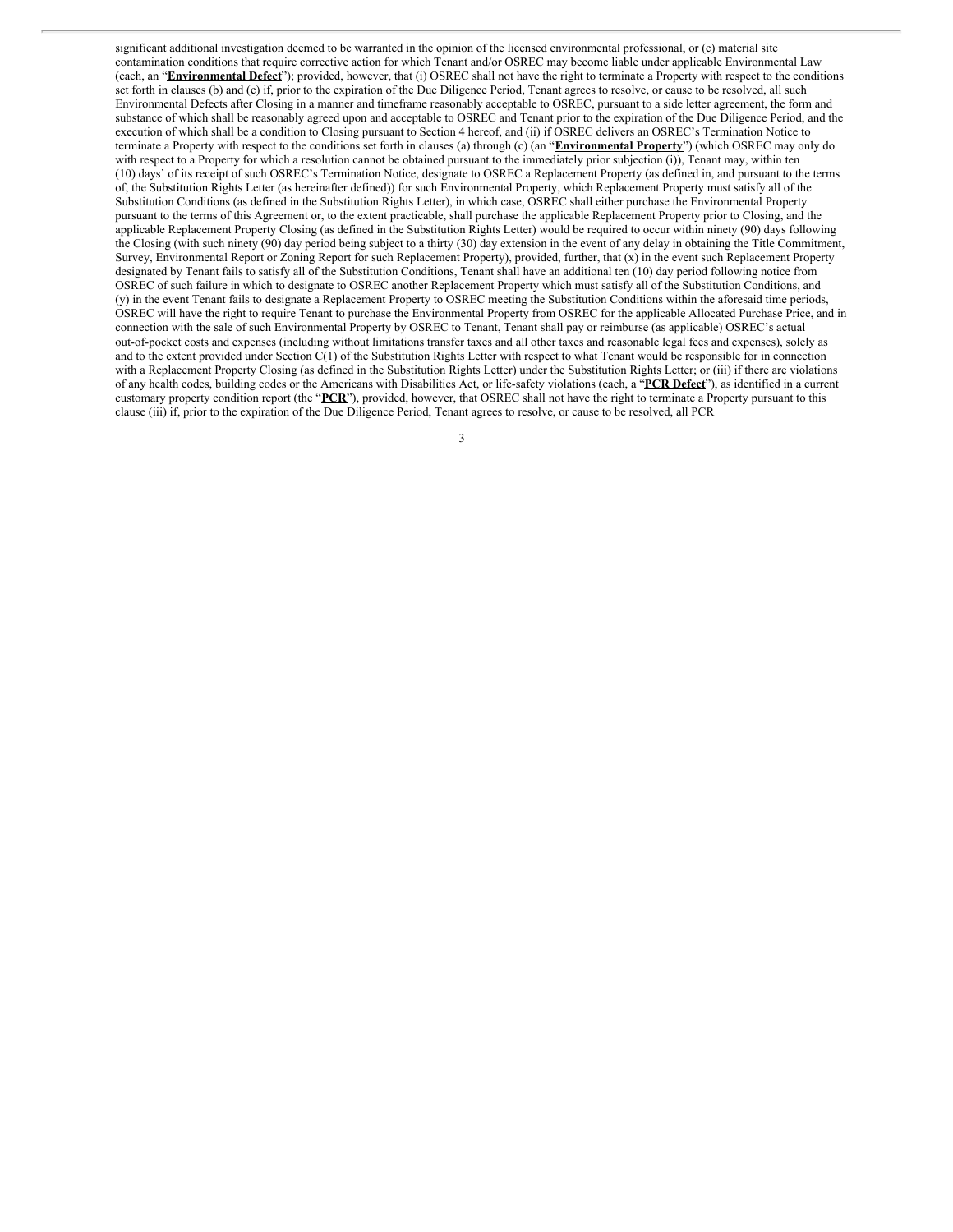significant additional investigation deemed to be warranted in the opinion of the licensed environmental professional, or (c) material site contamination conditions that require corrective action for which Tenant and/or OSREC may become liable under applicable Environmental Law (each, an "**Environmental Defect**"); provided, however, that (i) OSREC shall not have the right to terminate a Property with respect to the conditions set forth in clauses (b) and (c) if, prior to the expiration of the Due Diligence Period, Tenant agrees to resolve, or cause to be resolved, all such Environmental Defects after Closing in a manner and timeframe reasonably acceptable to OSREC, pursuant to a side letter agreement, the form and substance of which shall be reasonably agreed upon and acceptable to OSREC and Tenant prior to the expiration of the Due Diligence Period, and the execution of which shall be a condition to Closing pursuant to Section 4 hereof, and (ii) if OSREC delivers an OSREC's Termination Notice to terminate a Property with respect to the conditions set forth in clauses (a) through (c) (an "**Environmental Property**") (which OSREC may only do with respect to a Property for which a resolution cannot be obtained pursuant to the immediately prior subjection (i)), Tenant may, within ten (10) days' of its receipt of such OSREC's Termination Notice, designate to OSREC a Replacement Property (as defined in, and pursuant to the terms of, the Substitution Rights Letter (as hereinafter defined)) for such Environmental Property, which Replacement Property must satisfy all of the Substitution Conditions (as defined in the Substitution Rights Letter), in which case, OSREC shall either purchase the Environmental Property pursuant to the terms of this Agreement or, to the extent practicable, shall purchase the applicable Replacement Property prior to Closing, and the applicable Replacement Property Closing (as defined in the Substitution Rights Letter) would be required to occur within ninety (90) days following the Closing (with such ninety (90) day period being subject to a thirty (30) day extension in the event of any delay in obtaining the Title Commitment, Survey, Environmental Report or Zoning Report for such Replacement Property), provided, further, that (x) in the event such Replacement Property designated by Tenant fails to satisfy all of the Substitution Conditions, Tenant shall have an additional ten (10) day period following notice from OSREC of such failure in which to designate to OSREC another Replacement Property which must satisfy all of the Substitution Conditions, and (y) in the event Tenant fails to designate a Replacement Property to OSREC meeting the Substitution Conditions within the aforesaid time periods, OSREC will have the right to require Tenant to purchase the Environmental Property from OSREC for the applicable Allocated Purchase Price, and in connection with the sale of such Environmental Property by OSREC to Tenant, Tenant shall pay or reimburse (as applicable) OSREC's actual out-of-pocket costs and expenses (including without limitations transfer taxes and all other taxes and reasonable legal fees and expenses), solely as and to the extent provided under Section C(1) of the Substitution Rights Letter with respect to what Tenant would be responsible for in connection with a Replacement Property Closing (as defined in the Substitution Rights Letter) under the Substitution Rights Letter; or (iii) if there are violations of any health codes, building codes or the Americans with Disabilities Act, or life-safety violations (each, a "**PCR Defect**"), as identified in a current customary property condition report (the "**PCR**"), provided, however, that OSREC shall not have the right to terminate a Property pursuant to this clause (iii) if, prior to the expiration of the Due Diligence Period, Tenant agrees to resolve, or cause to be resolved, all PCR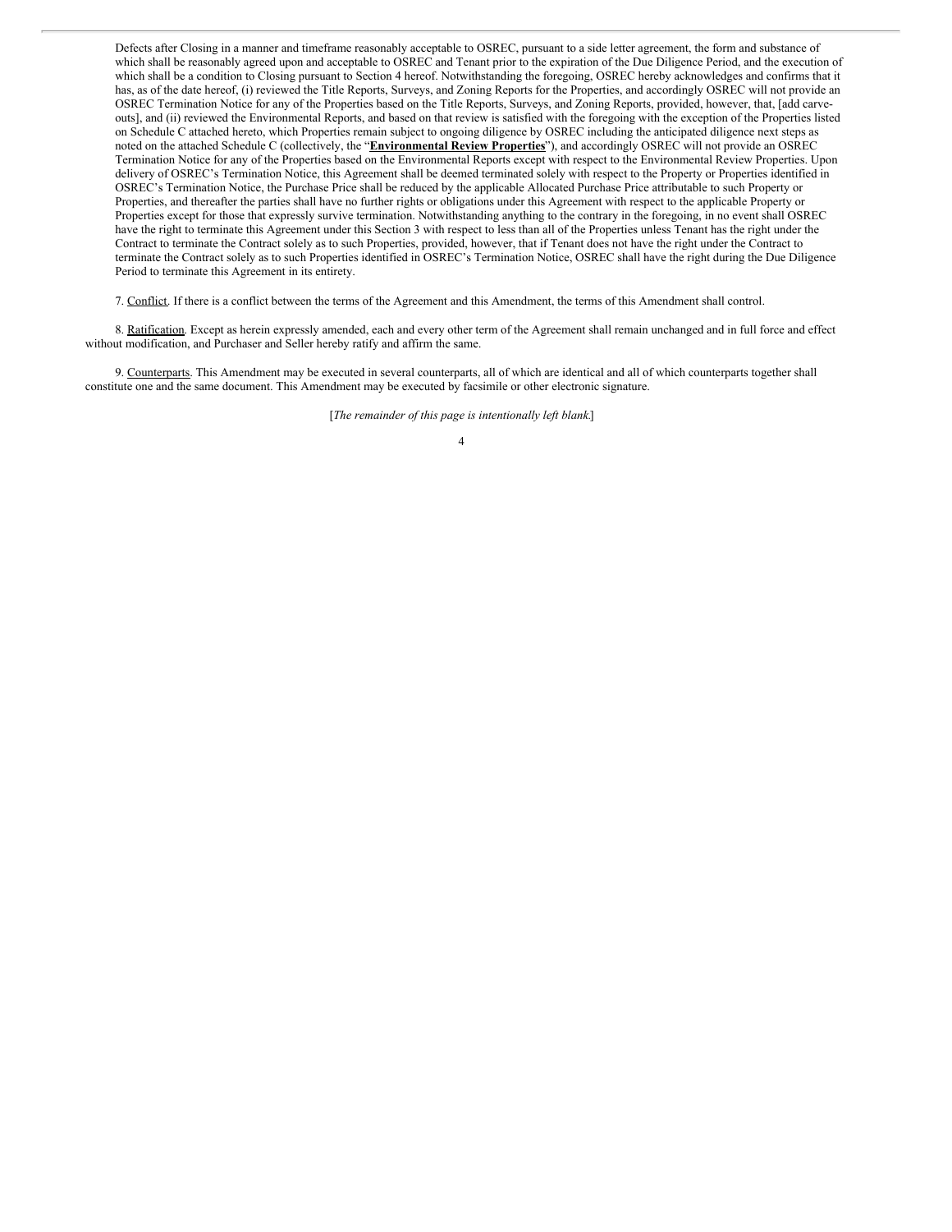Defects after Closing in a manner and timeframe reasonably acceptable to OSREC, pursuant to a side letter agreement, the form and substance of which shall be reasonably agreed upon and acceptable to OSREC and Tenant prior to the expiration of the Due Diligence Period, and the execution of which shall be a condition to Closing pursuant to Section 4 hereof. Notwithstanding the foregoing, OSREC hereby acknowledges and confirms that it has, as of the date hereof, (i) reviewed the Title Reports, Surveys, and Zoning Reports for the Properties, and accordingly OSREC will not provide an OSREC Termination Notice for any of the Properties based on the Title Reports, Surveys, and Zoning Reports, provided, however, that, [add carve-outs], and (ii) reviewed the Environmental Reports, and based on that review is satisfied with the foregoing with the exception of the Properties listed on Schedule C attached hereto, which Properties remain subject to ongoing diligence by OSREC including the anticipated diligence next steps as noted on the attached Schedule C (collectively, the "**Environmental Review Properties**"), and accordingly OSREC will not provide an OSREC Termination Notice for any of the Properties based on the Environmental Reports except with respect to the Environmental Review Properties. Upon delivery of OSREC's Termination Notice, this Agreement shall be deemed terminated solely with respect to the Property or Properties identified in OSREC's Termination Notice, the Purchase Price shall be reduced by the applicable Allocated Purchase Price attributable to such Property or Properties, and thereafter the parties shall have no further rights or obligations under this Agreement with respect to the applicable Property or Properties except for those that expressly survive termination. Notwithstanding anything to the contrary in the foregoing, in no event shall OSREC have the right to terminate this Agreement under this Section 3 with respect to less than all of the Properties unless Tenant has the right under the Contract to terminate the Contract solely as to such Properties, provided, however, that if Tenant does not have the right under the Contract to terminate the Contract solely as to such Properties identified in OSREC's Termination Notice, OSREC shall have the right during the Due Diligence Period to terminate this Agreement in its entirety.

7. Conflict. If there is a conflict between the terms of the Agreement and this Amendment, the terms of this Amendment shall control.

8. Ratification. Except as herein expressly amended, each and every other term of the Agreement shall remain unchanged and in full force and effect without modification, and Purchaser and Seller hereby ratify and affirm the same.

9. Counterparts. This Amendment may be executed in several counterparts, all of which are identical and all of which counterparts together shall constitute one and the same document. This Amendment may be executed by facsimile or other electronic signature.

[*The remainder of this page is intentionally left blank.*]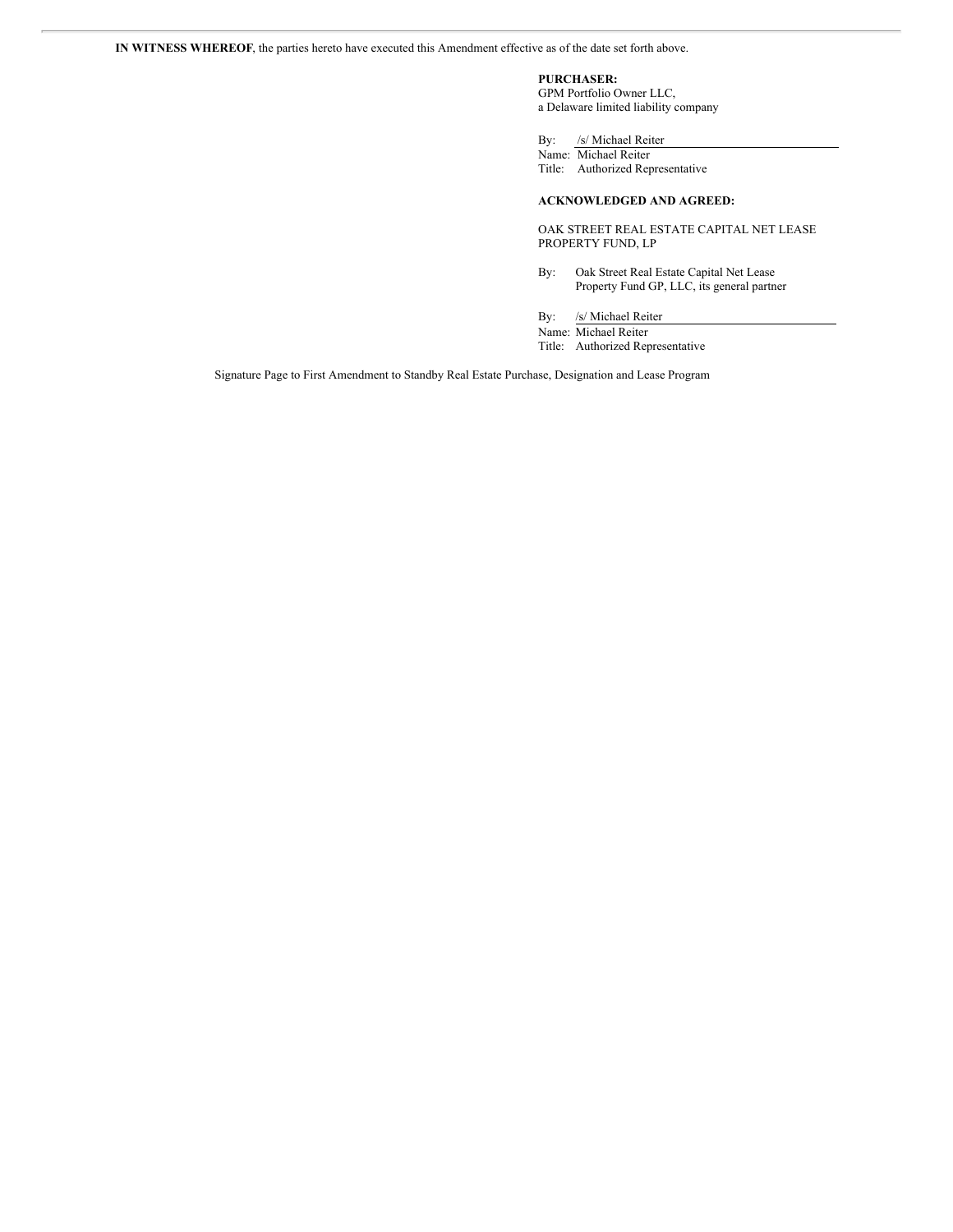**IN WITNESS WHEREOF**, the parties hereto have executed this Amendment effective as of the date set forth above.

**PURCHASER:**
GPM Portfolio Owner LLC,
a Delaware limited liability company

By: /s/ Michael Reiter
Name: Michael Reiter
Title: Authorized Representative

**ACKNOWLEDGED AND AGREED:**

OAK STREET REAL ESTATE CAPITAL NET LEASE PROPERTY FUND, LP

By: Oak Street Real Estate Capital Net Lease Property Fund GP, LLC, its general partner

By: /s/ Michael Reiter
Name: Michael Reiter
Title: Authorized Representative

Signature Page to First Amendment to Standby Real Estate Purchase, Designation and Lease Program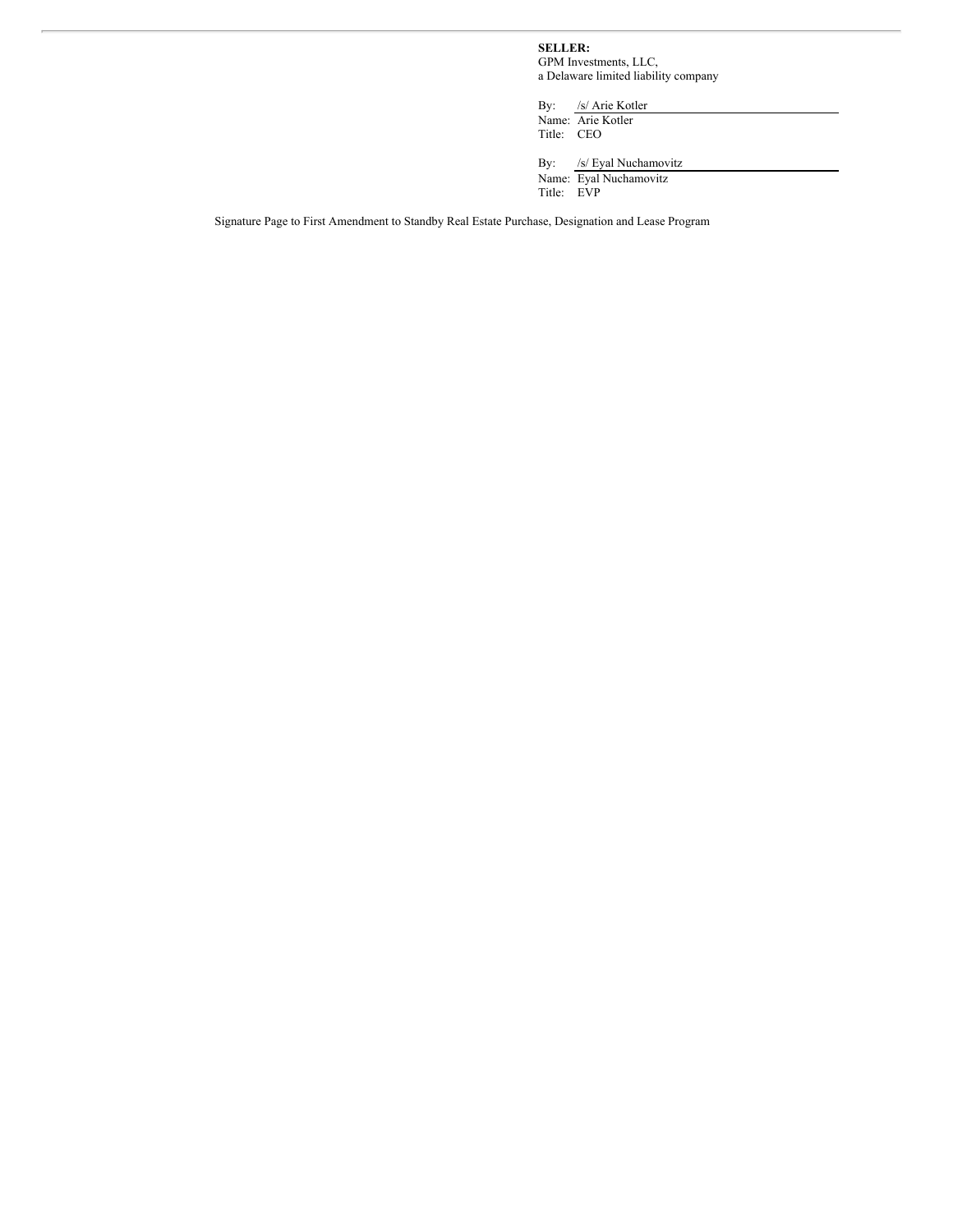**SELLER:**
GPM Investments, LLC,
a Delaware limited liability company

By: /s/ Arie Kotler
Name: Arie Kotler
Title: CEO

By: /s/ Eyal Nuchamovitz
Name: Eyal Nuchamovitz
Title: EVP

Signature Page to First Amendment to Standby Real Estate Purchase, Designation and Lease Program